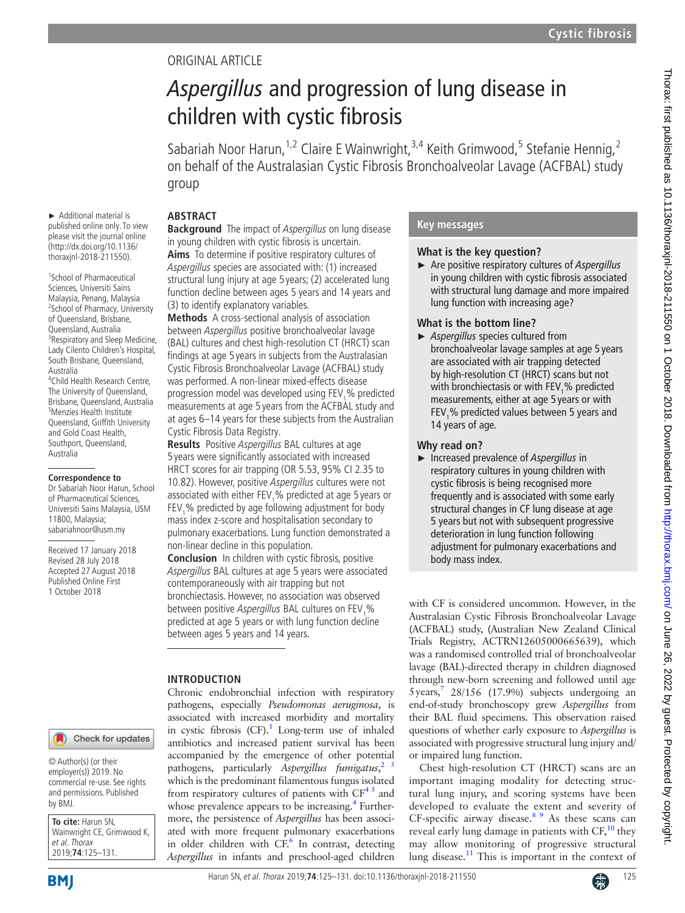ORIGINAL ARTICLE

# *Aspergillus* and progression of lung disease in children with cystic fibrosis

Sabariah Noor Harun,[1,2] Claire E Wainwright,[3,4] Keith Grimwood,[5] Stefanie Hennig,[2] on behalf of the Australasian Cystic Fibrosis Bronchoalveolar Lavage (ACFBAL) study group

► Additional material is published online only. To view please visit the journal online (http://dx.doi.org/10.1136/thoraxjnl-2018-211550).

[1]School of Pharmaceutical Sciences, Universiti Sains Malaysia, Penang, Malaysia
[2]School of Pharmacy, University of Queensland, Brisbane, Queensland, Australia
[3]Respiratory and Sleep Medicine, Lady Cilento Children's Hospital, South Brisbane, Queensland, Australia
[4]Child Health Research Centre, The University of Queensland, Brisbane, Queensland, Australia
[5]Menzies Health Institute Queensland, Griffith University and Gold Coast Health, Southport, Queensland, Australia

**Correspondence to**
Dr Sabariah Noor Harun, School of Pharmaceutical Sciences, Universiti Sains Malaysia, USM 11800, Malaysia; sabariahnoor@usm.my

Received 17 January 2018
Revised 28 July 2018
Accepted 27 August 2018
Published Online First 1 October 2018

© Author(s) (or their employer(s)) 2019. No commercial re-use. See rights and permissions. Published by BMJ.

**To cite:** Harun SN, Wainwright CE, Grimwood K, *et al. Thorax* 2019;**74**:125–131.

## ABSTRACT

**Background** The impact of *Aspergillus* on lung disease in young children with cystic fibrosis is uncertain.

**Aims** To determine if positive respiratory cultures of *Aspergillus* species are associated with: (1) increased structural lung injury at age 5 years; (2) accelerated lung function decline between ages 5 years and 14 years and (3) to identify explanatory variables.

**Methods** A cross-sectional analysis of association between *Aspergillus* positive bronchoalveolar lavage (BAL) cultures and chest high-resolution CT (HRCT) scan findings at age 5 years in subjects from the Australasian Cystic Fibrosis Bronchoalveolar Lavage (ACFBAL) study was performed. A non-linear mixed-effects disease progression model was developed using $FEV_1$% predicted measurements at age 5 years from the ACFBAL study and at ages 6–14 years for these subjects from the Australian Cystic Fibrosis Data Registry.

**Results** Positive *Aspergillus* BAL cultures at age 5 years were significantly associated with increased HRCT scores for air trapping (OR 5.53, 95% CI 2.35 to 10.82). However, positive *Aspergillus* cultures were not associated with either $FEV_1$% predicted at age 5 years or $FEV_1$% predicted by age following adjustment for body mass index z-score and hospitalisation secondary to pulmonary exacerbations. Lung function demonstrated a non-linear decline in this population.

**Conclusion** In children with cystic fibrosis, positive *Aspergillus* BAL cultures at age 5 years were associated contemporaneously with air trapping but not bronchiectasis. However, no association was observed between positive *Aspergillus* BAL cultures on $FEV_1$% predicted at age 5 years or with lung function decline between ages 5 years and 14 years.

## Key messages

### What is the key question?

► Are positive respiratory cultures of *Aspergillus* in young children with cystic fibrosis associated with structural lung damage and more impaired lung function with increasing age?

### What is the bottom line?

► *Aspergillus* species cultured from bronchoalveolar lavage samples at age 5 years are associated with air trapping detected by high-resolution CT (HRCT) scans but not with bronchiectasis or with $FEV_1$% predicted measurements, either at age 5 years or with $FEV_1$% predicted values between 5 years and 14 years of age.

### Why read on?

► Increased prevalence of *Aspergillus* in respiratory cultures in young children with cystic fibrosis is being recognised more frequently and is associated with some early structural changes in CF lung disease at age 5 years but not with subsequent progressive deterioration in lung function following adjustment for pulmonary exacerbations and body mass index.

## INTRODUCTION

Chronic endobronchial infection with respiratory pathogens, especially *Pseudomonas aeruginosa*, is associated with increased morbidity and mortality in cystic fibrosis (CF).[1] Long-term use of inhaled antibiotics and increased patient survival has been accompanied by the emergence of other potential pathogens, particularly *Aspergillus fumigatus*,[2 3] which is the predominant filamentous fungus isolated from respiratory cultures of patients with CF[4 5] and whose prevalence appears to be increasing.[4] Furthermore, the persistence of *Aspergillus* has been associated with more frequent pulmonary exacerbations in older children with CF.[6] In contrast, detecting *Aspergillus* in infants and preschool-aged children with CF is considered uncommon. However, in the Australasian Cystic Fibrosis Bronchoalveolar Lavage (ACFBAL) study, (Australian New Zealand Clinical Trials Registry, ACTRN12605000665639), which was a randomised controlled trial of bronchoalveolar lavage (BAL)-directed therapy in children diagnosed through new-born screening and followed until age 5 years,[7] 28/156 (17.9%) subjects undergoing an end-of-study bronchoscopy grew *Aspergillus* from their BAL fluid specimens. This observation raised questions of whether early exposure to *Aspergillus* is associated with progressive structural lung injury and/or impaired lung function.

Chest high-resolution CT (HRCT) scans are an important imaging modality for detecting structural lung injury, and scoring systems have been developed to evaluate the extent and severity of CF-specific airway disease.[8 9] As these scans can reveal early lung damage in patients with CF,[10] they may allow monitoring of progressive structural lung disease.[11] This is important in the context of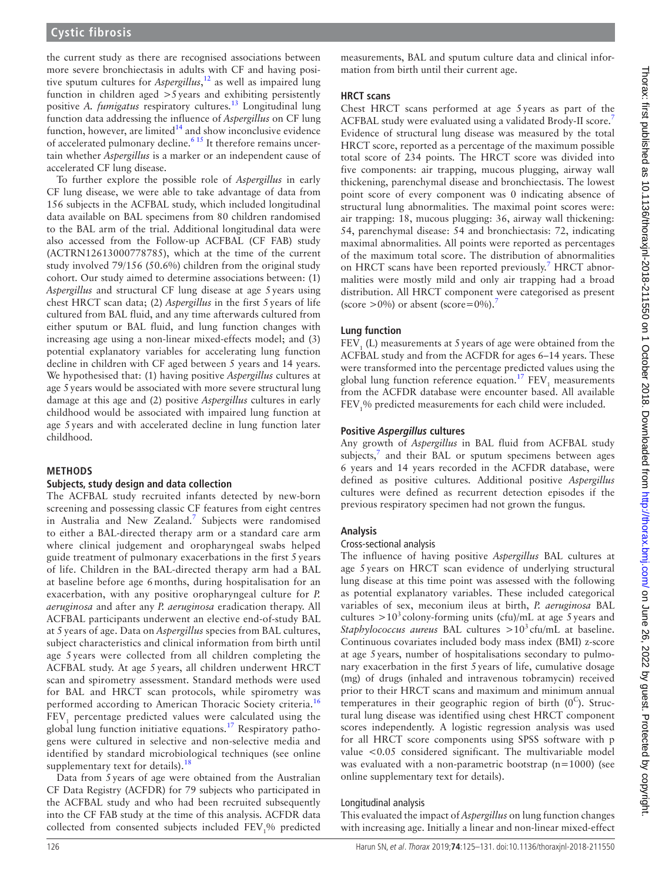the current study as there are recognised associations between more severe bronchiectasis in adults with CF and having positive sputum cultures for *Aspergillus*,[12] as well as impaired lung function in children aged >5 years and exhibiting persistently positive *A. fumigatus* respiratory cultures.[13] Longitudinal lung function data addressing the influence of *Aspergillus* on CF lung function, however, are limited[14] and show inconclusive evidence of accelerated pulmonary decline.[6 15] It therefore remains uncertain whether *Aspergillus* is a marker or an independent cause of accelerated CF lung disease.

To further explore the possible role of *Aspergillus* in early CF lung disease, we were able to take advantage of data from 156 subjects in the ACFBAL study, which included longitudinal data available on BAL specimens from 80 children randomised to the BAL arm of the trial. Additional longitudinal data were also accessed from the Follow-up ACFBAL (CF FAB) study (ACTRN12613000778785), which at the time of the current study involved 79/156 (50.6%) children from the original study cohort. Our study aimed to determine associations between: (1) *Aspergillus* and structural CF lung disease at age 5 years using chest HRCT scan data; (2) *Aspergillus* in the first 5 years of life cultured from BAL fluid, and any time afterwards cultured from either sputum or BAL fluid, and lung function changes with increasing age using a non-linear mixed-effects model; and (3) potential explanatory variables for accelerating lung function decline in children with CF aged between 5 years and 14 years. We hypothesised that: (1) having positive *Aspergillus* cultures at age 5 years would be associated with more severe structural lung damage at this age and (2) positive *Aspergillus* cultures in early childhood would be associated with impaired lung function at age 5 years and with accelerated decline in lung function later childhood.

## METHODS

### Subjects, study design and data collection

The ACFBAL study recruited infants detected by new-born screening and possessing classic CF features from eight centres in Australia and New Zealand.[7] Subjects were randomised to either a BAL-directed therapy arm or a standard care arm where clinical judgement and oropharyngeal swabs helped guide treatment of pulmonary exacerbations in the first 5 years of life. Children in the BAL-directed therapy arm had a BAL at baseline before age 6 months, during hospitalisation for an exacerbation, with any positive oropharyngeal culture for *P. aeruginosa* and after any *P. aeruginosa* eradication therapy. All ACFBAL participants underwent an elective end-of-study BAL at 5 years of age. Data on *Aspergillus* species from BAL cultures, subject characteristics and clinical information from birth until age 5 years were collected from all children completing the ACFBAL study. At age 5 years, all children underwent HRCT scan and spirometry assessment. Standard methods were used for BAL and HRCT scan protocols, while spirometry was performed according to American Thoracic Society criteria.[16] $FEV_1$ percentage predicted values were calculated using the global lung function initiative equations.[17] Respiratory pathogens were cultured in selective and non-selective media and identified by standard microbiological techniques (see online supplementary text for details).[18]

Data from 5 years of age were obtained from the Australian CF Data Registry (ACFDR) for 79 subjects who participated in the ACFBAL study and who had been recruited subsequently into the CF FAB study at the time of this analysis. ACFDR data collected from consented subjects included $FEV_1$% predicted measurements, BAL and sputum culture data and clinical information from birth until their current age.

### HRCT scans

Chest HRCT scans performed at age 5 years as part of the ACFBAL study were evaluated using a validated Brody-II score.[7] Evidence of structural lung disease was measured by the total HRCT score, reported as a percentage of the maximum possible total score of 234 points. The HRCT score was divided into five components: air trapping, mucous plugging, airway wall thickening, parenchymal disease and bronchiectasis. The lowest point score of every component was 0 indicating absence of structural lung abnormalities. The maximal point scores were: air trapping: 18, mucous plugging: 36, airway wall thickening: 54, parenchymal disease: 54 and bronchiectasis: 72, indicating maximal abnormalities. All points were reported as percentages of the maximum total score. The distribution of abnormalities on HRCT scans have been reported previously.[7] HRCT abnormalities were mostly mild and only air trapping had a broad distribution. All HRCT component were categorised as present (score >0%) or absent (score=0%).[7]

### Lung function

$FEV_1$ (L) measurements at 5 years of age were obtained from the ACFBAL study and from the ACFDR for ages 6–14 years. These were transformed into the percentage predicted values using the global lung function reference equation.[17] $FEV_1$ measurements from the ACFDR database were encounter based. All available $FEV_1$% predicted measurements for each child were included.

### Positive *Aspergillus* cultures

Any growth of *Aspergillus* in BAL fluid from ACFBAL study subjects,[7] and their BAL or sputum specimens between ages 6 years and 14 years recorded in the ACFDR database, were defined as positive cultures. Additional positive *Aspergillus* cultures were defined as recurrent detection episodes if the previous respiratory specimen had not grown the fungus.

### Analysis

#### Cross-sectional analysis

The influence of having positive *Aspergillus* BAL cultures at age 5 years on HRCT scan evidence of underlying structural lung disease at this time point was assessed with the following as potential explanatory variables. These included categorical variables of sex, meconium ileus at birth, *P. aeruginosa* BAL cultures $>10^3$ colony-forming units (cfu)/mL at age 5 years and *Staphylococcus aureus* BAL cultures $>10^3$ cfu/mL at baseline. Continuous covariates included body mass index (BMI) z-score at age 5 years, number of hospitalisations secondary to pulmonary exacerbation in the first 5 years of life, cumulative dosage (mg) of drugs (inhaled and intravenous tobramycin) received prior to their HRCT scans and maximum and minimum annual temperatures in their geographic region of birth ($0^C$). Structural lung disease was identified using chest HRCT component scores independently. A logistic regression analysis was used for all HRCT score components using SPSS software with p value <0.05 considered significant. The multivariable model was evaluated with a non-parametric bootstrap (n=1000) (see online supplementary text for details).

#### Longitudinal analysis

This evaluated the impact of *Aspergillus* on lung function changes with increasing age. Initially a linear and non-linear mixed-effect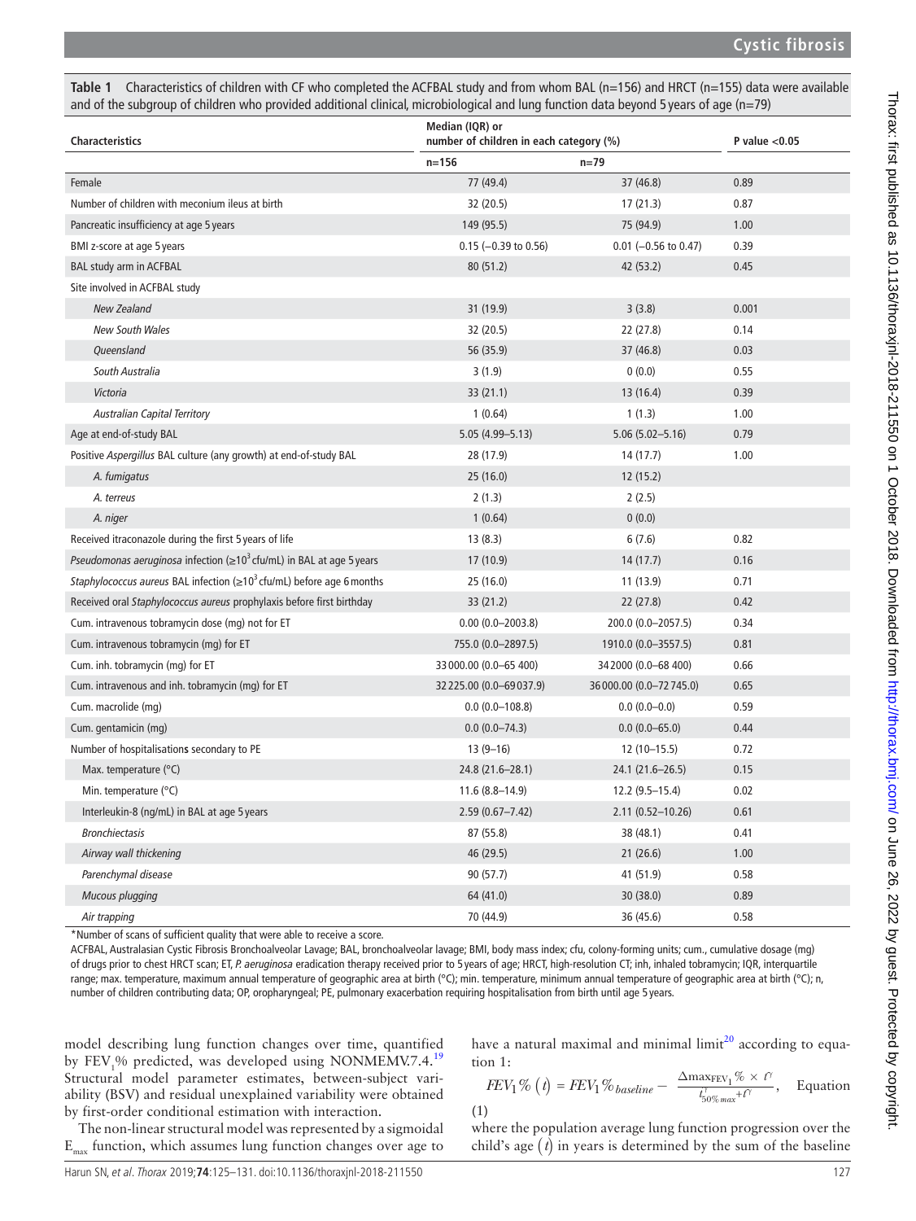**Table 1** Characteristics of children with CF who completed the ACFBAL study and from whom BAL (n=156) and HRCT (n=155) data were available and of the subgroup of children who provided additional clinical, microbiological and lung function data beyond 5 years of age (n=79)

| Characteristics | Median (IQR) or number of children in each category (%) | | P value <0.05 |
|---|---|---|---|
| | n=156 | n=79 | |
| Female | 77 (49.4) | 37 (46.8) | 0.89 |
| Number of children with meconium ileus at birth | 32 (20.5) | 17 (21.3) | 0.87 |
| Pancreatic insufficiency at age 5 years | 149 (95.5) | 75 (94.9) | 1.00 |
| BMI z-score at age 5 years | 0.15 (−0.39 to 0.56) | 0.01 (−0.56 to 0.47) | 0.39 |
| BAL study arm in ACFBAL | 80 (51.2) | 42 (53.2) | 0.45 |
| Site involved in ACFBAL study | | | |
| *New Zealand* | 31 (19.9) | 3 (3.8) | 0.001 |
| *New South Wales* | 32 (20.5) | 22 (27.8) | 0.14 |
| *Queensland* | 56 (35.9) | 37 (46.8) | 0.03 |
| *South Australia* | 3 (1.9) | 0 (0.0) | 0.55 |
| *Victoria* | 33 (21.1) | 13 (16.4) | 0.39 |
| *Australian Capital Territory* | 1 (0.64) | 1 (1.3) | 1.00 |
| Age at end-of-study BAL | 5.05 (4.99–5.13) | 5.06 (5.02–5.16) | 0.79 |
| Positive *Aspergillus* BAL culture (any growth) at end-of-study BAL | 28 (17.9) | 14 (17.7) | 1.00 |
| *A. fumigatus* | 25 (16.0) | 12 (15.2) | |
| *A. terreus* | 2 (1.3) | 2 (2.5) | |
| *A. niger* | 1 (0.64) | 0 (0.0) | |
| Received itraconazole during the first 5 years of life | 13 (8.3) | 6 (7.6) | 0.82 |
| *Pseudomonas aeruginosa* infection (≥$10^3$ cfu/mL) in BAL at age 5 years | 17 (10.9) | 14 (17.7) | 0.16 |
| *Staphylococcus aureus* BAL infection (≥$10^3$ cfu/mL) before age 6 months | 25 (16.0) | 11 (13.9) | 0.71 |
| Received oral *Staphylococcus aureus* prophylaxis before first birthday | 33 (21.2) | 22 (27.8) | 0.42 |
| Cum. intravenous tobramycin dose (mg) not for ET | 0.00 (0.0–2003.8) | 200.0 (0.0–2057.5) | 0.34 |
| Cum. intravenous tobramycin (mg) for ET | 755.0 (0.0–2897.5) | 1910.0 (0.0–3557.5) | 0.81 |
| Cum. inh. tobramycin (mg) for ET | 33 000.00 (0.0–65 400) | 342000 (0.0–68 400) | 0.66 |
| Cum. intravenous and inh. tobramycin (mg) for ET | 32 225.00 (0.0–69 037.9) | 36 000.00 (0.0–72 745.0) | 0.65 |
| Cum. macrolide (mg) | 0.0 (0.0–108.8) | 0.0 (0.0–0.0) | 0.59 |
| Cum. gentamicin (mg) | 0.0 (0.0–74.3) | 0.0 (0.0–65.0) | 0.44 |
| Number of hospitalisations secondary to PE | 13 (9–16) | 12 (10–15.5) | 0.72 |
| Max. temperature (°C) | 24.8 (21.6–28.1) | 24.1 (21.6–26.5) | 0.15 |
| Min. temperature (°C) | 11.6 (8.8–14.9) | 12.2 (9.5–15.4) | 0.02 |
| Interleukin-8 (ng/mL) in BAL at age 5 years | 2.59 (0.67–7.42) | 2.11 (0.52–10.26) | 0.61 |
| *Bronchiectasis* | 87 (55.8) | 38 (48.1) | 0.41 |
| *Airway wall thickening* | 46 (29.5) | 21 (26.6) | 1.00 |
| *Parenchymal disease* | 90 (57.7) | 41 (51.9) | 0.58 |
| *Mucous plugging* | 64 (41.0) | 30 (38.0) | 0.89 |
| *Air trapping* | 70 (44.9) | 36 (45.6) | 0.58 |

*Number of scans of sufficient quality that were able to receive a score.

ACFBAL, Australasian Cystic Fibrosis Bronchoalveolar Lavage; BAL, bronchoalveolar lavage; BMI, body mass index; cfu, colony-forming units; cum., cumulative dosage (mg) of drugs prior to chest HRCT scan; ET, *P. aeruginosa* eradication therapy received prior to 5 years of age; HRCT, high-resolution CT; inh, inhaled tobramycin; IQR, interquartile range; max. temperature, maximum annual temperature of geographic area at birth (°C); min. temperature, minimum annual temperature of geographic area at birth (°C); n, number of children contributing data; OP, oropharyngeal; PE, pulmonary exacerbation requiring hospitalisation from birth until age 5 years.

model describing lung function changes over time, quantified by $FEV_1$% predicted, was developed using NONMEMV.7.4.[19] Structural model parameter estimates, between-subject variability (BSV) and residual unexplained variability were obtained by first-order conditional estimation with interaction.

The non-linear structural model was represented by a sigmoidal $E_{max}$ function, which assumes lung function changes over age to have a natural maximal and minimal limit[20] according to equation 1:

$$FEV_1\%\left(t\right) = FEV_1\%_{baseline} - \frac{\Delta max_{FEV_1}\% \times t^{\gamma}}{t^{\gamma}_{50\%max} + t^{\gamma}}, \quad \text{Equation (1)}$$

where the population average lung function progression over the child's age $\left(t\right)$ in years is determined by the sum of the baseline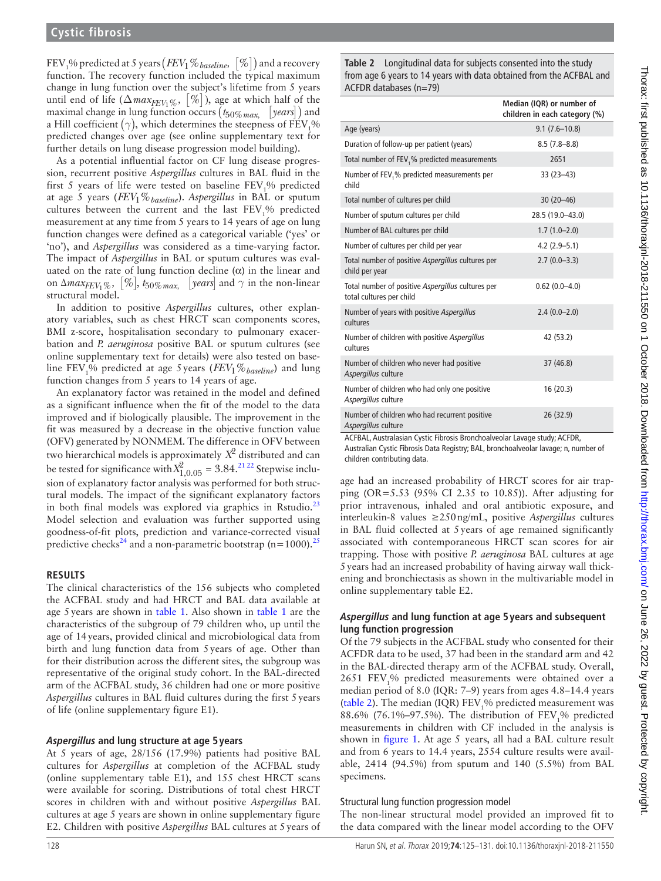$FEV_1$% predicted at 5 years ($FEV_1\%_{baseline}$, $[\%]$) and a recovery function. The recovery function included the typical maximum change in lung function over the subject's lifetime from 5 years until end of life ($\Delta max_{FEV_1\%}$, $[\%]$), age at which half of the maximal change in lung function occurs ($t_{50\% max}$, $[years]$) and a Hill coefficient ($\gamma$), which determines the steepness of $FEV_1$% predicted changes over age (see online supplementary text for further details on lung disease progression model building).

As a potential influential factor on CF lung disease progression, recurrent positive *Aspergillus* cultures in BAL fluid in the first 5 years of life were tested on baseline $FEV_1$% predicted at age 5 years ($FEV_1\%_{baseline}$). *Aspergillus* in BAL or sputum cultures between the current and the last $FEV_1$% predicted measurement at any time from 5 years to 14 years of age on lung function changes were defined as a categorical variable ('yes' or 'no'), and *Aspergillus* was considered as a time-varying factor. The impact of *Aspergillus* in BAL or sputum cultures was evaluated on the rate of lung function decline ($\alpha$) in the linear and on $\Delta max_{FEV_1\%}$, $[\%]$, $t_{50\% max}$, $[years]$ and $\gamma$ in the non-linear structural model.

In addition to positive *Aspergillus* cultures, other explanatory variables, such as chest HRCT scan components scores, BMI z-score, hospitalisation secondary to pulmonary exacerbation and *P. aeruginosa* positive BAL or sputum cultures (see online supplementary text for details) were also tested on baseline $FEV_1$% predicted at age 5 years ($FEV_1\%_{baseline}$) and lung function changes from 5 years to 14 years of age.

An explanatory factor was retained in the model and defined as a significant influence when the fit of the model to the data improved and if biologically plausible. The improvement in the fit was measured by a decrease in the objective function value (OFV) generated by NONMEM. The difference in OFV between two hierarchical models is approximately $X^2$ distributed and can be tested for significance with $X^2_{1,0.05} = 3.84$.[21,22] Stepwise inclusion of explanatory factor analysis was performed for both structural models. The impact of the significant explanatory factors in both final models was explored via graphics in Rstudio.[23] Model selection and evaluation was further supported using goodness-of-fit plots, prediction and variance-corrected visual predictive checks[24] and a non-parametric bootstrap (n=1000).[25]

## RESULTS

The clinical characteristics of the 156 subjects who completed the ACFBAL study and had HRCT and BAL data available at age 5 years are shown in table 1. Also shown in table 1 are the characteristics of the subgroup of 79 children who, up until the age of 14 years, provided clinical and microbiological data from birth and lung function data from 5 years of age. Other than for their distribution across the different sites, the subgroup was representative of the original study cohort. In the BAL-directed arm of the ACFBAL study, 36 children had one or more positive *Aspergillus* cultures in BAL fluid cultures during the first 5 years of life (online supplementary figure E1).

### *Aspergillus* and lung structure at age 5 years

At 5 years of age, 28/156 (17.9%) patients had positive BAL cultures for *Aspergillus* at completion of the ACFBAL study (online supplementary table E1), and 155 chest HRCT scans were available for scoring. Distributions of total chest HRCT scores in children with and without positive *Aspergillus* BAL cultures at age 5 years are shown in online supplementary figure E2. Children with positive *Aspergillus* BAL cultures at 5 years of age had an increased probability of HRCT scores for air trapping (OR=5.53 (95% CI 2.35 to 10.85)). After adjusting for prior intravenous, inhaled and oral antibiotic exposure, and interleukin-8 values ≥250 ng/mL, positive *Aspergillus* cultures in BAL fluid collected at 5 years of age remained significantly associated with contemporaneous HRCT scan scores for air trapping. Those with positive *P. aeruginosa* BAL cultures at age 5 years had an increased probability of having airway wall thickening and bronchiectasis as shown in the multivariable model in online supplementary table E2.

**Table 2** Longitudinal data for subjects consented into the study from age 6 years to 14 years with data obtained from the ACFBAL and ACFDR databases (n=79)

| | Median (IQR) or number of children in each category (%) |
|---|---|
| Age (years) | 9.1 (7.6–10.8) |
| Duration of follow-up per patient (years) | 8.5 (7.8–8.8) |
| Total number of $FEV_1$% predicted measurements | 2651 |
| Number of $FEV_1$% predicted measurements per child | 33 (23–43) |
| Total number of cultures per child | 30 (20–46) |
| Number of sputum cultures per child | 28.5 (19.0–43.0) |
| Number of BAL cultures per child | 1.7 (1.0–2.0) |
| Number of cultures per child per year | 4.2 (2.9–5.1) |
| Total number of positive *Aspergillus* cultures per child per year | 2.7 (0.0–3.3) |
| Total number of positive *Aspergillus* cultures per total cultures per child | 0.62 (0.0–4.0) |
| Number of years with positive *Aspergillus* cultures | 2.4 (0.0–2.0) |
| Number of children with positive *Aspergillus* cultures | 42 (53.2) |
| Number of children who never had positive *Aspergillus* culture | 37 (46.8) |
| Number of children who had only one positive *Aspergillus* culture | 16 (20.3) |
| Number of children who had recurrent positive *Aspergillus* culture | 26 (32.9) |

ACFBAL, Australasian Cystic Fibrosis Bronchoalveolar Lavage study; ACFDR, Australian Cystic Fibrosis Data Registry; BAL, bronchoalveolar lavage; n, number of children contributing data.

### *Aspergillus* and lung function at age 5 years and subsequent lung function progression

Of the 79 subjects in the ACFBAL study who consented for their ACFDR data to be used, 37 had been in the standard arm and 42 in the BAL-directed therapy arm of the ACFBAL study. Overall, 2651 $FEV_1$% predicted measurements were obtained over a median period of 8.0 (IQR: 7–9) years from ages 4.8–14.4 years (table 2). The median (IQR) $FEV_1$% predicted measurement was 88.6% (76.1%–97.5%). The distribution of $FEV_1$% predicted measurements in children with CF included in the analysis is shown in figure 1. At age 5 years, all had a BAL culture result and from 6 years to 14.4 years, 2554 culture results were available, 2414 (94.5%) from sputum and 140 (5.5%) from BAL specimens.

### Structural lung function progression model

The non-linear structural model provided an improved fit to the data compared with the linear model according to the OFV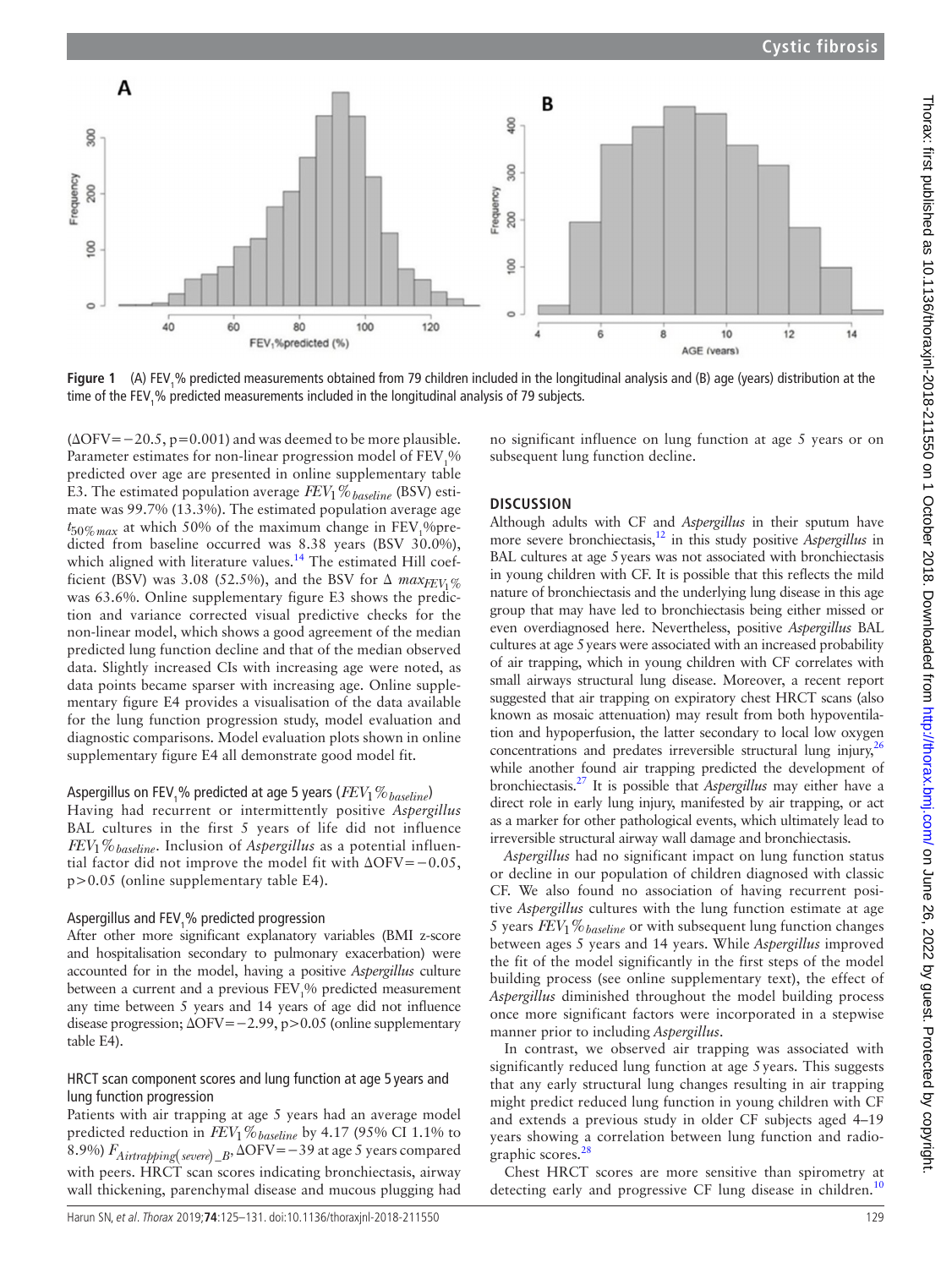Figure 1 (A) $FEV_1$% predicted measurements obtained from 79 children included in the longitudinal analysis and (B) age (years) distribution at the time of the $FEV_1$% predicted measurements included in the longitudinal analysis of 79 subjects.

(ΔOFV=−20.5, p=0.001) and was deemed to be more plausible. Parameter estimates for non-linear progression model of $FEV_1$% predicted over age are presented in online supplementary table E3. The estimated population average $FEV_1\%_{baseline}$ (BSV) estimate was 99.7% (13.3%). The estimated population average age $t_{50\%max}$ at which 50% of the maximum change in $FEV_1$%predicted from baseline occurred was 8.38 years (BSV 30.0%), which aligned with literature values.[14] The estimated Hill coefficient (BSV) was 3.08 (52.5%), and the BSV for $\Delta\ max_{FEV_1\%}$ was 63.6%. Online supplementary figure E3 shows the prediction and variance corrected visual predictive checks for the non-linear model, which shows a good agreement of the median predicted lung function decline and that of the median observed data. Slightly increased CIs with increasing age were noted, as data points became sparser with increasing age. Online supplementary figure E4 provides a visualisation of the data available for the lung function progression study, model evaluation and diagnostic comparisons. Model evaluation plots shown in online supplementary figure E4 all demonstrate good model fit.

### Aspergillus on $FEV_1$% predicted at age 5 years ($FEV_1\%_{baseline}$)

Having had recurrent or intermittently positive *Aspergillus* BAL cultures in the first 5 years of life did not influence $FEV_1\%_{baseline}$. Inclusion of *Aspergillus* as a potential influential factor did not improve the model fit with ΔOFV=−0.05, p>0.05 (online supplementary table E4).

### Aspergillus and $FEV_1$% predicted progression

After other more significant explanatory variables (BMI z-score and hospitalisation secondary to pulmonary exacerbation) were accounted for in the model, having a positive *Aspergillus* culture between a current and a previous $FEV_1$% predicted measurement any time between 5 years and 14 years of age did not influence disease progression; ΔOFV=−2.99, p>0.05 (online supplementary table E4).

### HRCT scan component scores and lung function at age 5 years and lung function progression

Patients with air trapping at age 5 years had an average model predicted reduction in $FEV_1\%_{baseline}$ by 4.17 (95% CI 1.1% to 8.9%) $F_{Airtrapping(severe)\_B}$, ΔOFV=−39 at age 5 years compared with peers. HRCT scan scores indicating bronchiectasis, airway wall thickening, parenchymal disease and mucous plugging had no significant influence on lung function at age 5 years or on subsequent lung function decline.

## DISCUSSION

Although adults with CF and *Aspergillus* in their sputum have more severe bronchiectasis,[12] in this study positive *Aspergillus* in BAL cultures at age 5 years was not associated with bronchiectasis in young children with CF. It is possible that this reflects the mild nature of bronchiectasis and the underlying lung disease in this age group that may have led to bronchiectasis being either missed or even overdiagnosed here. Nevertheless, positive *Aspergillus* BAL cultures at age 5 years were associated with an increased probability of air trapping, which in young children with CF correlates with small airways structural lung disease. Moreover, a recent report suggested that air trapping on expiratory chest HRCT scans (also known as mosaic attenuation) may result from both hypoventilation and hypoperfusion, the latter secondary to local low oxygen concentrations and predates irreversible structural lung injury,[26] while another found air trapping predicted the development of bronchiectasis.[27] It is possible that *Aspergillus* may either have a direct role in early lung injury, manifested by air trapping, or act as a marker for other pathological events, which ultimately lead to irreversible structural airway wall damage and bronchiectasis.

*Aspergillus* had no significant impact on lung function status or decline in our population of children diagnosed with classic CF. We also found no association of having recurrent positive *Aspergillus* cultures with the lung function estimate at age 5 years $FEV_1\%_{baseline}$ or with subsequent lung function changes between ages 5 years and 14 years. While *Aspergillus* improved the fit of the model significantly in the first steps of the model building process (see online supplementary text), the effect of *Aspergillus* diminished throughout the model building process once more significant factors were incorporated in a stepwise manner prior to including *Aspergillus*.

In contrast, we observed air trapping was associated with significantly reduced lung function at age 5 years. This suggests that any early structural lung changes resulting in air trapping might predict reduced lung function in young children with CF and extends a previous study in older CF subjects aged 4–19 years showing a correlation between lung function and radiographic scores.[28]

Chest HRCT scores are more sensitive than spirometry at detecting early and progressive CF lung disease in children.[10]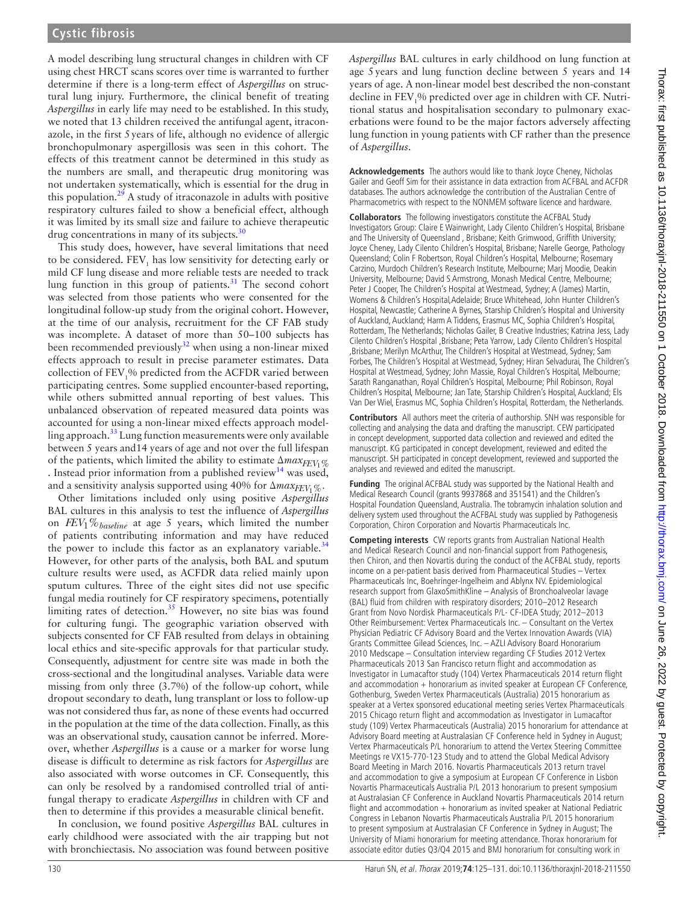A model describing lung structural changes in children with CF using chest HRCT scans scores over time is warranted to further determine if there is a long-term effect of *Aspergillus* on structural lung injury. Furthermore, the clinical benefit of treating *Aspergillus* in early life may need to be established. In this study, we noted that 13 children received the antifungal agent, itraconazole, in the first 5 years of life, although no evidence of allergic bronchopulmonary aspergillosis was seen in this cohort. The effects of this treatment cannot be determined in this study as the numbers are small, and therapeutic drug monitoring was not undertaken systematically, which is essential for the drug in this population.[29] A study of itraconazole in adults with positive respiratory cultures failed to show a beneficial effect, although it was limited by its small size and failure to achieve therapeutic drug concentrations in many of its subjects.[30]

This study does, however, have several limitations that need to be considered. $FEV_1$ has low sensitivity for detecting early or mild CF lung disease and more reliable tests are needed to track lung function in this group of patients.[31] The second cohort was selected from those patients who were consented for the longitudinal follow-up study from the original cohort. However, at the time of our analysis, recruitment for the CF FAB study was incomplete. A dataset of more than 50–100 subjects has been recommended previously[32] when using a non-linear mixed effects approach to result in precise parameter estimates. Data collection of $FEV_1$% predicted from the ACFDR varied between participating centres. Some supplied encounter-based reporting, while others submitted annual reporting of best values. This unbalanced observation of repeated measured data points was accounted for using a non-linear mixed effects approach modelling approach.[33] Lung function measurements were only available between 5 years and14 years of age and not over the full lifespan of the patients, which limited the ability to estimate $\Delta max_{FEV_1\%}$. Instead prior information from a published review[14] was used, and a sensitivity analysis supported using 40% for $\Delta max_{FEV_1\%}$.

Other limitations included only using positive *Aspergillus* BAL cultures in this analysis to test the influence of *Aspergillus* on $FEV_1\%_{baseline}$ at age 5 years, which limited the number of patients contributing information and may have reduced the power to include this factor as an explanatory variable.[34] However, for other parts of the analysis, both BAL and sputum culture results were used, as ACFDR data relied mainly upon sputum cultures. Three of the eight sites did not use specific fungal media routinely for CF respiratory specimens, potentially limiting rates of detection.[35] However, no site bias was found for culturing fungi. The geographic variation observed with subjects consented for CF FAB resulted from delays in obtaining local ethics and site-specific approvals for that particular study. Consequently, adjustment for centre site was made in both the cross-sectional and the longitudinal analyses. Variable data were missing from only three (3.7%) of the follow-up cohort, while dropout secondary to death, lung transplant or loss to follow-up was not considered thus far, as none of these events had occurred in the population at the time of the data collection. Finally, as this was an observational study, causation cannot be inferred. Moreover, whether *Aspergillus* is a cause or a marker for worse lung disease is difficult to determine as risk factors for *Aspergillus* are also associated with worse outcomes in CF. Consequently, this can only be resolved by a randomised controlled trial of antifungal therapy to eradicate *Aspergillus* in children with CF and then to determine if this provides a measurable clinical benefit.

In conclusion, we found positive *Aspergillus* BAL cultures in early childhood were associated with the air trapping but not with bronchiectasis. No association was found between positive *Aspergillus* BAL cultures in early childhood on lung function at age 5 years and lung function decline between 5 years and 14 years of age. A non-linear model best described the non-constant decline in $FEV_1$% predicted over age in children with CF. Nutritional status and hospitalisation secondary to pulmonary exacerbations were found to be the major factors adversely affecting lung function in young patients with CF rather than the presence of *Aspergillus*.

**Acknowledgements** The authors would like to thank Joyce Cheney, Nicholas Gailer and Geoff Sim for their assistance in data extraction from ACFBAL and ACFDR databases. The authors acknowledge the contribution of the Australian Centre of Pharmacometrics with respect to the NONMEM software licence and hardware.

**Collaborators** The following investigators constitute the ACFBAL Study Investigators Group: Claire E Wainwright, Lady Cilento Children's Hospital, Brisbane and The University of Queensland , Brisbane; Keith Grimwood, Griffith University; Joyce Cheney, Lady Cilento Children's Hospital, Brisbane; Narelle George, Pathology Queensland; Colin F Robertson, Royal Children's Hospital, Melbourne; Rosemary Carzino, Murdoch Children's Research Institute, Melbourne; Marj Moodie, Deakin University, Melbourne; David S Armstrong, Monash Medical Centre, Melbourne; Peter J Cooper, The Children's Hospital at Westmead, Sydney; A (James) Martin, Womens & Children's Hospital,Adelaide; Bruce Whitehead, John Hunter Children's Hospital, Newcastle; Catherine A Byrnes, Starship Children's Hospital and University of Auckland, Auckland; Harm A Tiddens, Erasmus MC, Sophia Children's Hospital, Rotterdam, The Netherlands; Nicholas Gailer, B Creative Industries; Katrina Jess, Lady Cilento Children's Hospital ,Brisbane; Peta Yarrow, Lady Cilento Children's Hospital ,Brisbane; Merilyn McArthur, The Children's Hospital at Westmead, Sydney; Sam Forbes, The Children's Hospital at Westmead, Sydney; Hiran Selvadurai, The Children's Hospital at Westmead, Sydney; John Massie, Royal Children's Hospital, Melbourne; Sarath Ranganathan, Royal Children's Hospital, Melbourne; Phil Robinson, Royal Children's Hospital, Melbourne; Jan Tate, Starship Children's Hospital, Auckland; Els Van Der Wiel, Erasmus MC, Sophia Children's Hospital, Rotterdam, the Netherlands.

**Contributors** All authors meet the criteria of authorship. SNH was responsible for collecting and analysing the data and drafting the manuscript. CEW participated in concept development, supported data collection and reviewed and edited the manuscript. KG participated in concept development, reviewed and edited the manuscript. SH participated in concept development, reviewed and supported the analyses and reviewed and edited the manuscript.

**Funding** The original ACFBAL study was supported by the National Health and Medical Research Council (grants 9937868 and 351541) and the Children's Hospital Foundation Queensland, Australia. The tobramycin inhalation solution and delivery system used throughout the ACFBAL study was supplied by Pathogenesis Corporation, Chiron Corporation and Novartis Pharmaceuticals Inc.

**Competing interests** CW reports grants from Australian National Health and Medical Research Council and non-financial support from Pathogenesis, then Chiron, and then Novartis during the conduct of the ACFBAL study, reports income on a per-patient basis derived from Pharmaceutical Studies – Vertex Pharmaceuticals Inc, Boehringer-Ingelheim and Ablynx NV. Epidemiological research support from GlaxoSmithKline – Analysis of Bronchoalveolar lavage (BAL) fluid from children with respiratory disorders; 2010–2012 Research Grant from Novo Nordisk Pharmaceuticals P/L- CF-IDEA Study; 2012–2013 Other Reimbursement: Vertex Pharmaceuticals Inc. – Consultant on the Vertex Physician Pediatric CF Advisory Board and the Vertex Innovation Awards (VIA) Grants Committee Gilead Sciences, Inc. – AZLI Advisory Board Honorarium 2010 Medscape – Consultation interview regarding CF Studies 2012 Vertex Pharmaceuticals 2013 San Francisco return flight and accommodation as Investigator in Lumacaftor study (104) Vertex Pharmaceuticals 2014 return flight and accommodation + honorarium as invited speaker at European CF Conference, Gothenburg, Sweden Vertex Pharmaceuticals (Australia) 2015 honorarium as speaker at a Vertex sponsored educational meeting series Vertex Pharmaceuticals 2015 Chicago return flight and accommodation as Investigator in Lumacaftor study (109) Vertex Pharmaceuticals (Australia) 2015 honorarium for attendance at Advisory Board meeting at Australasian CF Conference held in Sydney in August; Vertex Pharmaceuticals P/L honorarium to attend the Vertex Steering Committee Meetings re VX15-770-123 Study and to attend the Global Medical Advisory Board Meeting in March 2016. Novartis Pharmaceuticals 2013 return travel and accommodation to give a symposium at European CF Conference in Lisbon Novartis Pharmaceuticals Australia P/L 2013 honorarium to present symposium at Australasian CF Conference in Auckland Novartis Pharmaceuticals 2014 return flight and accommodation + honorarium as invited speaker at National Pediatric Congress in Lebanon Novartis Pharmaceuticals Australia P/L 2015 honorarium to present symposium at Australasian CF Conference in Sydney in August; The University of Miami honorarium for meeting attendance. Thorax honorarium for associate editor duties Q3/Q4 2015 and BMJ honorarium for consulting work in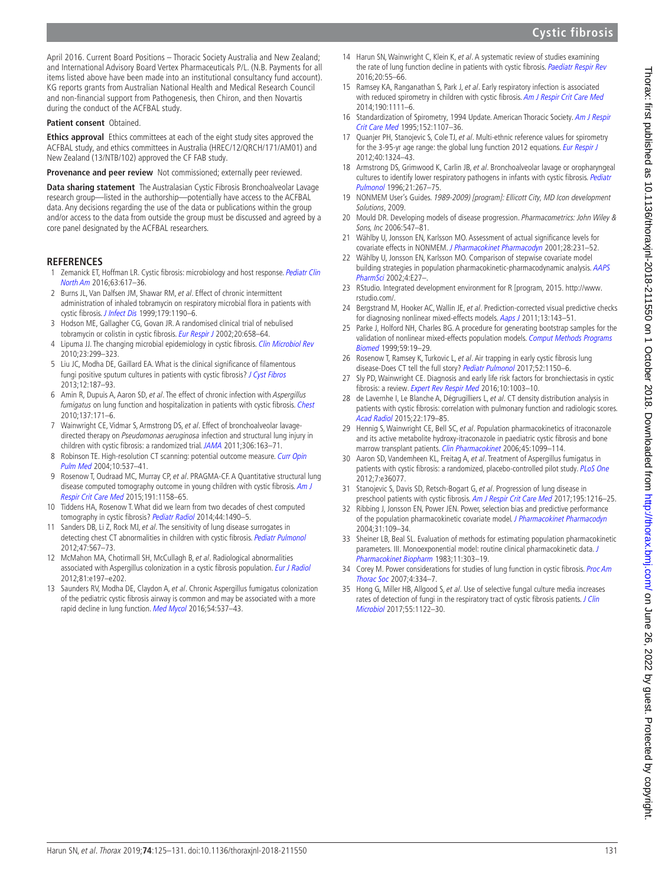April 2016. Current Board Positions – Thoracic Society Australia and New Zealand; and International Advisory Board Vertex Pharmaceuticals P/L. (N.B. Payments for all items listed above have been made into an institutional consultancy fund account). KG reports grants from Australian National Health and Medical Research Council and non-financial support from Pathogenesis, then Chiron, and then Novartis during the conduct of the ACFBAL study.

**Patient consent** Obtained.

**Ethics approval** Ethics committees at each of the eight study sites approved the ACFBAL study, and ethics committees in Australia (HREC/12/QRCH/171/AM01) and New Zealand (13/NTB/102) approved the CF FAB study.

**Provenance and peer review** Not commissioned; externally peer reviewed.

**Data sharing statement** The Australasian Cystic Fibrosis Bronchoalveolar Lavage research group—listed in the authorship—potentially have access to the ACFBAL data. Any decisions regarding the use of the data or publications within the group and/or access to the data from outside the group must be discussed and agreed by a core panel designated by the ACFBAL researchers.

## REFERENCES

1. Zemanick ET, Hoffman LR. Cystic fibrosis: microbiology and host response. *Pediatr Clin North Am* 2016;63:617–36.
2. Burns JL, Van Dalfsen JM, Shawar RM, *et al*. Effect of chronic intermittent administration of inhaled tobramycin on respiratory microbial flora in patients with cystic fibrosis. *J Infect Dis* 1999;179:1190–6.
3. Hodson ME, Gallagher CG, Govan JR. A randomised clinical trial of nebulised tobramycin or colistin in cystic fibrosis. *Eur Respir J* 2002;20:658–64.
4. Lipuma JJ. The changing microbial epidemiology in cystic fibrosis. *Clin Microbiol Rev* 2010;23:299–323.
5. Liu JC, Modha DE, Gaillard EA. What is the clinical significance of filamentous fungi positive sputum cultures in patients with cystic fibrosis? *J Cyst Fibros* 2013;12:187–93.
6. Amin R, Dupuis A, Aaron SD, *et al*. The effect of chronic infection with *Aspergillus fumigatus* on lung function and hospitalization in patients with cystic fibrosis. *Chest* 2010;137:171–6.
7. Wainwright CE, Vidmar S, Armstrong DS, *et al*. Effect of bronchoalveolar lavage-directed therapy on *Pseudomonas aeruginosa* infection and structural lung injury in children with cystic fibrosis: a randomized trial. *JAMA* 2011;306:163–71.
8. Robinson TE. High-resolution CT scanning: potential outcome measure. *Curr Opin Pulm Med* 2004;10:537–41.
9. Rosenow T, Oudraad MC, Murray CP, *et al*. PRAGMA-CF. A Quantitative structural lung disease computed tomography outcome in young children with cystic fibrosis. *Am J Respir Crit Care Med* 2015;191:1158–65.
10. Tiddens HA, Rosenow T. What did we learn from two decades of chest computed tomography in cystic fibrosis? *Pediatr Radiol* 2014;44:1490–5.
11. Sanders DB, Li Z, Rock MJ, *et al*. The sensitivity of lung disease surrogates in detecting chest CT abnormalities in children with cystic fibrosis. *Pediatr Pulmonol* 2012;47:567–73.
12. McMahon MA, Chotirmall SH, McCullagh B, *et al*. Radiological abnormalities associated with Aspergillus colonization in a cystic fibrosis population. *Eur J Radiol* 2012;81:e197–e202.
13. Saunders RV, Modha DE, Claydon A, *et al*. Chronic Aspergillus fumigatus colonization of the pediatric cystic fibrosis airway is common and may be associated with a more rapid decline in lung function. *Med Mycol* 2016;54:537–43.
14. Harun SN, Wainwright C, Klein K, *et al*. A systematic review of studies examining the rate of lung function decline in patients with cystic fibrosis. *Paediatr Respir Rev* 2016;20:55–66.
15. Ramsey KA, Ranganathan S, Park J, *et al*. Early respiratory infection is associated with reduced spirometry in children with cystic fibrosis. *Am J Respir Crit Care Med* 2014;190:1111–6.
16. Standardization of Spirometry, 1994 Update. American Thoracic Society. *Am J Respir Crit Care Med* 1995;152:1107–36.
17. Quanjer PH, Stanojevic S, Cole TJ, *et al*. Multi-ethnic reference values for spirometry for the 3-95-yr age range: the global lung function 2012 equations. *Eur Respir J* 2012;40:1324–43.
18. Armstrong DS, Grimwood K, Carlin JB, *et al*. Bronchoalveolar lavage or oropharyngeal cultures to identify lower respiratory pathogens in infants with cystic fibrosis. *Pediatr Pulmonol* 1996;21:267–75.
19. NONMEM User's Guides. *1989-2009) [program]: Ellicott City, MD Icon development Solutions*, 2009.
20. Mould DR. Developing models of disease progression. *Pharmacometrics: John Wiley & Sons, Inc* 2006:547–81.
21. Wählby U, Jonsson EN, Karlsson MO. Assessment of actual significance levels for covariate effects in NONMEM. *J Pharmacokinet Pharmacodyn* 2001;28:231–52.
22. Wählby U, Jonsson EN, Karlsson MO. Comparison of stepwise covariate model building strategies in population pharmacokinetic-pharmacodynamic analysis. *AAPS PharmSci* 2002;4:E27–.
23. RStudio. Integrated development environment for R [program, 2015. http://www.rstudio.com/.
24. Bergstrand M, Hooker AC, Wallin JE, *et al*. Prediction-corrected visual predictive checks for diagnosing nonlinear mixed-effects models. *Aaps J* 2011;13:143–51.
25. Parke J, Holford NH, Charles BG. A procedure for generating bootstrap samples for the validation of nonlinear mixed-effects population models. *Comput Methods Programs Biomed* 1999;59:19–29.
26. Rosenow T, Ramsey K, Turkovic L, *et al*. Air trapping in early cystic fibrosis lung disease-Does CT tell the full story? *Pediatr Pulmonol* 2017;52:1150–6.
27. Sly PD, Wainwright CE. Diagnosis and early life risk factors for bronchiectasis in cystic fibrosis: a review. *Expert Rev Respir Med* 2016;10:1003–10.
28. de Lavernhe I, Le Blanche A, Dégrugilliers L, *et al*. CT density distribution analysis in patients with cystic fibrosis: correlation with pulmonary function and radiologic scores. *Acad Radiol* 2015;22:179–85.
29. Hennig S, Wainwright CE, Bell SC, *et al*. Population pharmacokinetics of itraconazole and its active metabolite hydroxy-itraconazole in paediatric cystic fibrosis and bone marrow transplant patients. *Clin Pharmacokinet* 2006;45:1099–114.
30. Aaron SD, Vandemheen KL, Freitag A, *et al*. Treatment of Aspergillus fumigatus in patients with cystic fibrosis: a randomized, placebo-controlled pilot study. *PLoS One* 2012;7:e36077.
31. Stanojevic S, Davis SD, Retsch-Bogart G, *et al*. Progression of lung disease in preschool patients with cystic fibrosis. *Am J Respir Crit Care Med* 2017;195:1216–25.
32. Ribbing J, Jonsson EN, Power JEN. Power, selection bias and predictive performance of the population pharmacokinetic covariate model. *J Pharmacokinet Pharmacodyn* 2004;31:109–34.
33. Sheiner LB, Beal SL. Evaluation of methods for estimating population pharmacokinetic parameters. III. Monoexponential model: routine clinical pharmacokinetic data. *J Pharmacokinet Biopharm* 1983;11:303–19.
34. Corey M. Power considerations for studies of lung function in cystic fibrosis. *Proc Am Thorac Soc* 2007;4:334–7.
35. Hong G, Miller HB, Allgood S, *et al*. Use of selective fungal culture media increases rates of detection of fungi in the respiratory tract of cystic fibrosis patients. *J Clin Microbiol* 2017;55:1122–30.